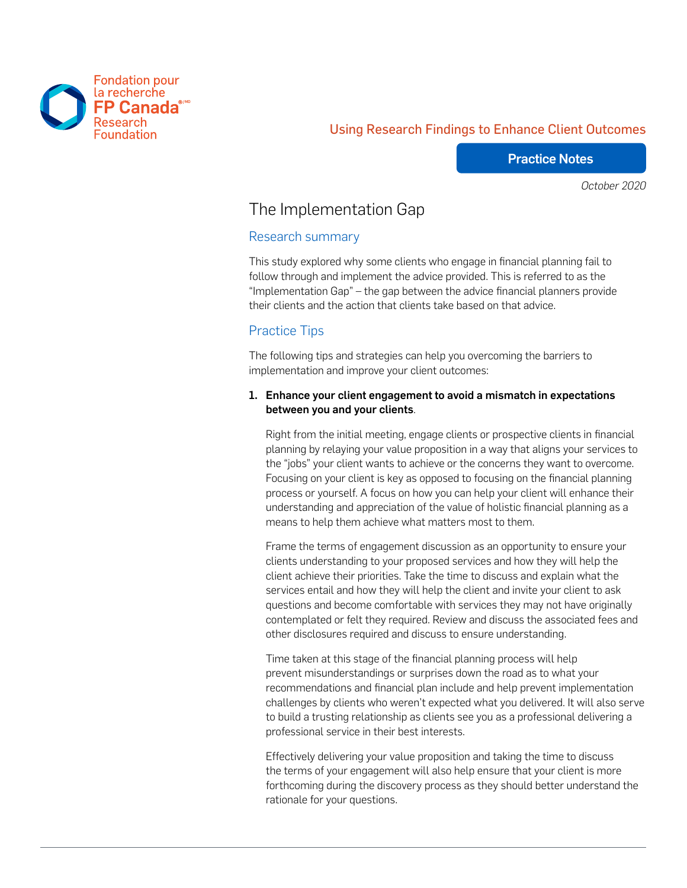Fondation pour la recherche FP Canada Research Foundation

Using Research Findings to Enhance Client Outcomes

**Practice Notes**

*October 2020*

# The Implementation Gap

## Research summary

This study explored why some clients who engage in financial planning fail to follow through and implement the advice provided. This is referred to as the "Implementation Gap" – the gap between the advice financial planners provide their clients and the action that clients take based on that advice.

## Practice Tips

The following tips and strategies can help you overcoming the barriers to implementation and improve your client outcomes:

1. **Enhance your client engagement to avoid a mismatch in expectations between you and your clients**.

   Right from the initial meeting, engage clients or prospective clients in financial planning by relaying your value proposition in a way that aligns your services to the "jobs" your client wants to achieve or the concerns they want to overcome. Focusing on your client is key as opposed to focusing on the financial planning process or yourself. A focus on how you can help your client will enhance their understanding and appreciation of the value of holistic financial planning as a means to help them achieve what matters most to them.

   Frame the terms of engagement discussion as an opportunity to ensure your clients understanding to your proposed services and how they will help the client achieve their priorities. Take the time to discuss and explain what the services entail and how they will help the client and invite your client to ask questions and become comfortable with services they may not have originally contemplated or felt they required. Review and discuss the associated fees and other disclosures required and discuss to ensure understanding.

   Time taken at this stage of the financial planning process will help prevent misunderstandings or surprises down the road as to what your recommendations and financial plan include and help prevent implementation challenges by clients who weren't expected what you delivered. It will also serve to build a trusting relationship as clients see you as a professional delivering a professional service in their best interests.

   Effectively delivering your value proposition and taking the time to discuss the terms of your engagement will also help ensure that your client is more forthcoming during the discovery process as they should better understand the rationale for your questions.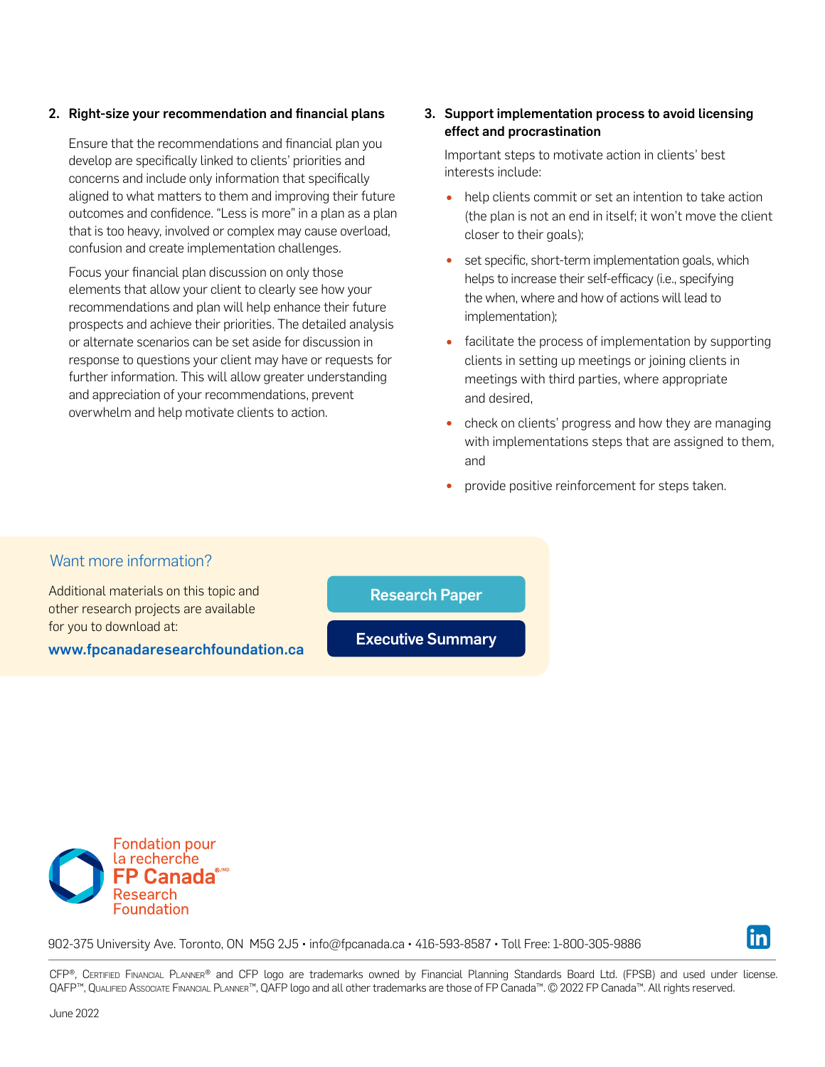2. **Right-size your recommendation and financial plans**

   Ensure that the recommendations and financial plan you develop are specifically linked to clients' priorities and concerns and include only information that specifically aligned to what matters to them and improving their future outcomes and confidence. "Less is more" in a plan as a plan that is too heavy, involved or complex may cause overload, confusion and create implementation challenges.

   Focus your financial plan discussion on only those elements that allow your client to clearly see how your recommendations and plan will help enhance their future prospects and achieve their priorities. The detailed analysis or alternate scenarios can be set aside for discussion in response to questions your client may have or requests for further information. This will allow greater understanding and appreciation of your recommendations, prevent overwhelm and help motivate clients to action.

3. **Support implementation process to avoid licensing effect and procrastination**

   Important steps to motivate action in clients' best interests include:

   - help clients commit or set an intention to take action (the plan is not an end in itself; it won't move the client closer to their goals);
   - set specific, short-term implementation goals, which helps to increase their self-efficacy (i.e., specifying the when, where and how of actions will lead to implementation);
   - facilitate the process of implementation by supporting clients in setting up meetings or joining clients in meetings with third parties, where appropriate and desired,
   - check on clients' progress and how they are managing with implementations steps that are assigned to them, and
   - provide positive reinforcement for steps taken.

## Want more information?

Additional materials on this topic and other research projects are available for you to download at:

**www.fpcanadaresearchfoundation.ca**

**Research Paper**

**Executive Summary**

Fondation pour la recherche FP Canada Research Foundation

902-375 University Ave. Toronto, ON M5G 2J5 • info@fpcanada.ca • 416-593-8587 • Toll Free: 1-800-305-9886

CFP®, Certified Financial Planner® and CFP logo are trademarks owned by Financial Planning Standards Board Ltd. (FPSB) and used under license. QAFP™, Qualified Associate Financial Planner™, QAFP logo and all other trademarks are those of FP Canada™. © 2022 FP Canada™. All rights reserved.

June 2022